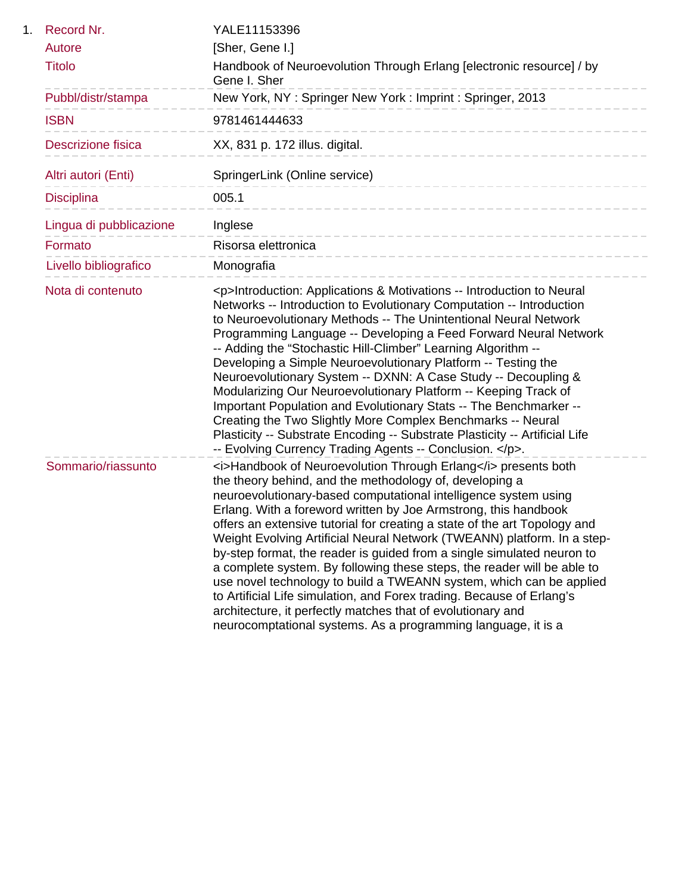1. 

| | |
|---|---|
| Record Nr. | YALE11153396 |
| Autore | [Sher, Gene I.] |
| Titolo | Handbook of Neuroevolution Through Erlang [electronic resource] / by Gene I. Sher |
| Pubbl/distr/stampa | New York, NY : Springer New York : Imprint : Springer, 2013 |
| ISBN | 9781461444633 |
| Descrizione fisica | XX, 831 p. 172 illus. digital. |
| Altri autori (Enti) | SpringerLink (Online service) |
| Disciplina | 005.1 |
| Lingua di pubblicazione | Inglese |
| Formato | Risorsa elettronica |
| Livello bibliografico | Monografia |
| Nota di contenuto | <p>Introduction: Applications & Motivations -- Introduction to Neural Networks -- Introduction to Evolutionary Computation -- Introduction to Neuroevolutionary Methods -- The Unintentional Neural Network Programming Language -- Developing a Feed Forward Neural Network -- Adding the "Stochastic Hill-Climber" Learning Algorithm -- Developing a Simple Neuroevolutionary Platform -- Testing the Neuroevolutionary System -- DXNN: A Case Study -- Decoupling & Modularizing Our Neuroevolutionary Platform -- Keeping Track of Important Population and Evolutionary Stats -- The Benchmarker -- Creating the Two Slightly More Complex Benchmarks -- Neural Plasticity -- Substrate Encoding -- Substrate Plasticity -- Artificial Life -- Evolving Currency Trading Agents -- Conclusion. </p>. |
| Sommario/riassunto | <i>Handbook of Neuroevolution Through Erlang</i> presents both the theory behind, and the methodology of, developing a neuroevolutionary-based computational intelligence system using Erlang. With a foreword written by Joe Armstrong, this handbook offers an extensive tutorial for creating a state of the art Topology and Weight Evolving Artificial Neural Network (TWEANN) platform. In a step-by-step format, the reader is guided from a single simulated neuron to a complete system. By following these steps, the reader will be able to use novel technology to build a TWEANN system, which can be applied to Artificial Life simulation, and Forex trading. Because of Erlang's architecture, it perfectly matches that of evolutionary and neurocomptational systems. As a programming language, it is a |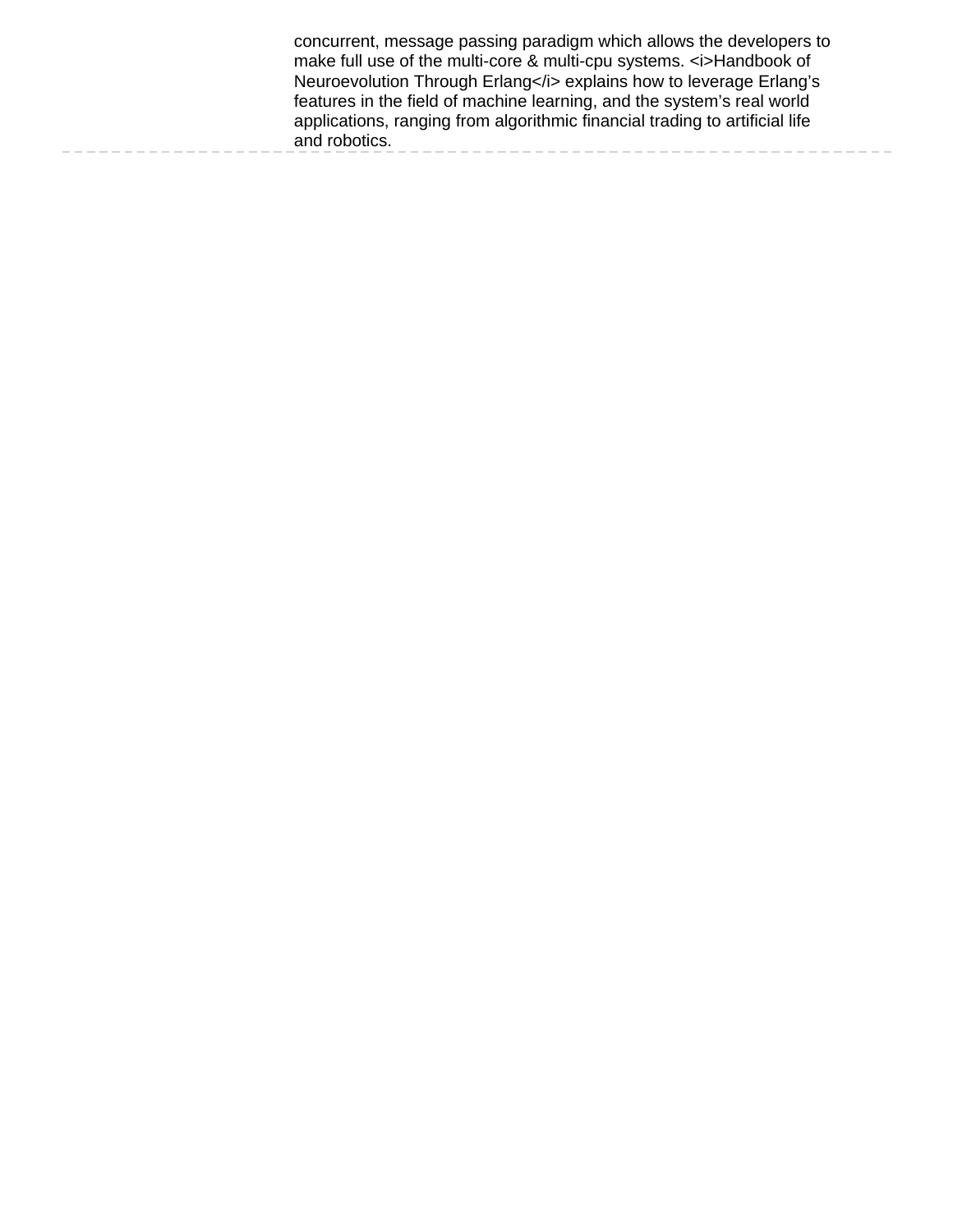concurrent, message passing paradigm which allows the developers to make full use of the multi-core & multi-cpu systems. <i>Handbook of Neuroevolution Through Erlang</i> explains how to leverage Erlang’s features in the field of machine learning, and the system’s real world applications, ranging from algorithmic financial trading to artificial life and robotics.